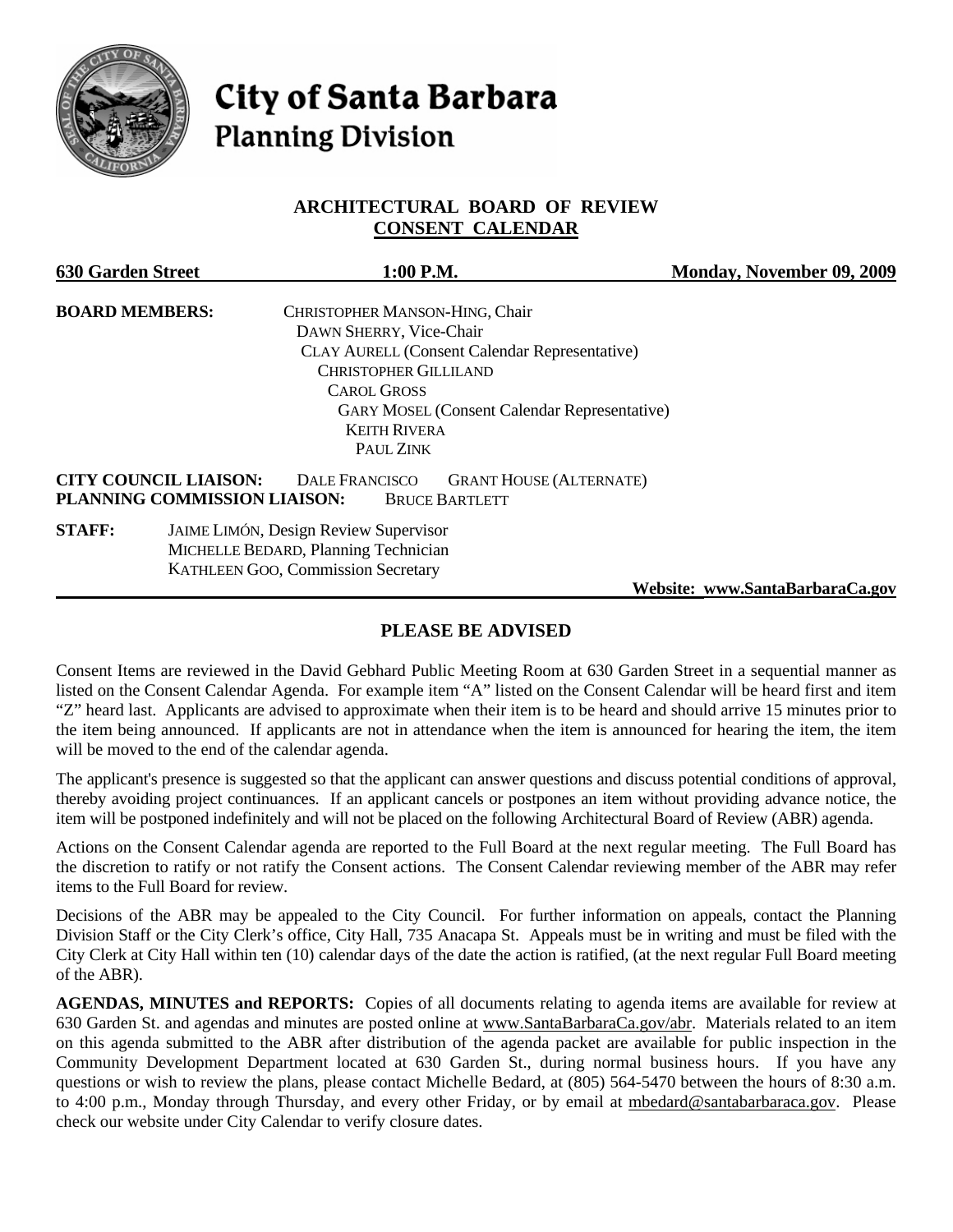# City of Santa Barbara
## Planning Division

### ARCHITECTURAL BOARD OF REVIEW
### CONSENT CALENDAR

**630 Garden Street** **1:00 P.M.** **Monday, November 09, 2009**

**BOARD MEMBERS:**
CHRISTOPHER MANSON-HING, Chair
DAWN SHERRY, Vice-Chair
CLAY AURELL (Consent Calendar Representative)
CHRISTOPHER GILLILAND
CAROL GROSS
GARY MOSEL (Consent Calendar Representative)
KEITH RIVERA
PAUL ZINK

**CITY COUNCIL LIAISON:** DALE FRANCISCO GRANT HOUSE (ALTERNATE)
**PLANNING COMMISSION LIAISON:** BRUCE BARTLETT

**STAFF:**
JAIME LIMÓN, Design Review Supervisor
MICHELLE BEDARD, Planning Technician
KATHLEEN GOO, Commission Secretary

**Website: www.SantaBarbaraCa.gov**

## PLEASE BE ADVISED

Consent Items are reviewed in the David Gebhard Public Meeting Room at 630 Garden Street in a sequential manner as listed on the Consent Calendar Agenda. For example item "A" listed on the Consent Calendar will be heard first and item "Z" heard last. Applicants are advised to approximate when their item is to be heard and should arrive 15 minutes prior to the item being announced. If applicants are not in attendance when the item is announced for hearing the item, the item will be moved to the end of the calendar agenda.

The applicant's presence is suggested so that the applicant can answer questions and discuss potential conditions of approval, thereby avoiding project continuances. If an applicant cancels or postpones an item without providing advance notice, the item will be postponed indefinitely and will not be placed on the following Architectural Board of Review (ABR) agenda.

Actions on the Consent Calendar agenda are reported to the Full Board at the next regular meeting. The Full Board has the discretion to ratify or not ratify the Consent actions. The Consent Calendar reviewing member of the ABR may refer items to the Full Board for review.

Decisions of the ABR may be appealed to the City Council. For further information on appeals, contact the Planning Division Staff or the City Clerk's office, City Hall, 735 Anacapa St. Appeals must be in writing and must be filed with the City Clerk at City Hall within ten (10) calendar days of the date the action is ratified, (at the next regular Full Board meeting of the ABR).

**AGENDAS, MINUTES and REPORTS:** Copies of all documents relating to agenda items are available for review at 630 Garden St. and agendas and minutes are posted online at www.SantaBarbaraCa.gov/abr. Materials related to an item on this agenda submitted to the ABR after distribution of the agenda packet are available for public inspection in the Community Development Department located at 630 Garden St., during normal business hours. If you have any questions or wish to review the plans, please contact Michelle Bedard, at (805) 564-5470 between the hours of 8:30 a.m. to 4:00 p.m., Monday through Thursday, and every other Friday, or by email at mbedard@santabarbaraca.gov. Please check our website under City Calendar to verify closure dates.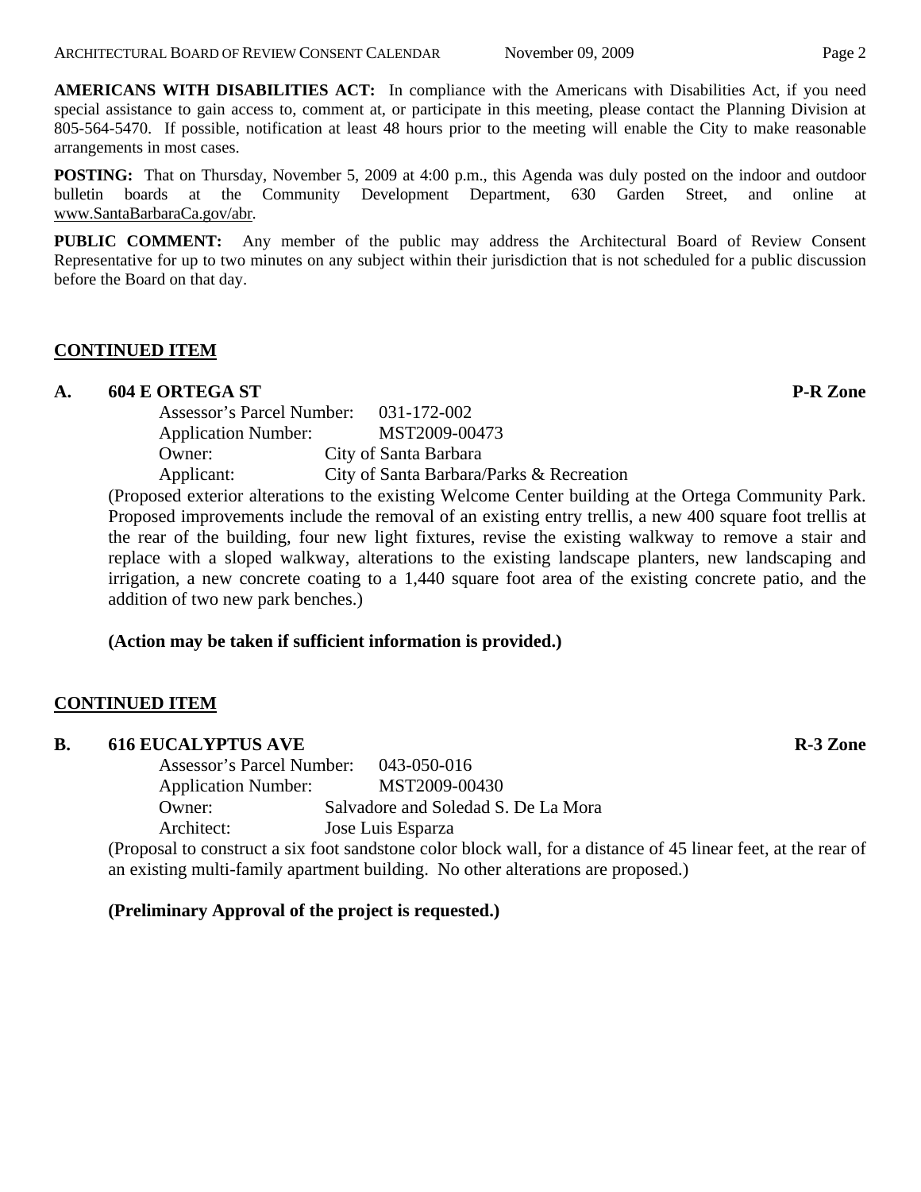**AMERICANS WITH DISABILITIES ACT:** In compliance with the Americans with Disabilities Act, if you need special assistance to gain access to, comment at, or participate in this meeting, please contact the Planning Division at 805-564-5470. If possible, notification at least 48 hours prior to the meeting will enable the City to make reasonable arrangements in most cases.

**POSTING:** That on Thursday, November 5, 2009 at 4:00 p.m., this Agenda was duly posted on the indoor and outdoor bulletin boards at the Community Development Department, 630 Garden Street, and online at www.SantaBarbaraCa.gov/abr.

**PUBLIC COMMENT:** Any member of the public may address the Architectural Board of Review Consent Representative for up to two minutes on any subject within their jurisdiction that is not scheduled for a public discussion before the Board on that day.

## CONTINUED ITEM

### A. 604 E ORTEGA ST — P-R Zone

Assessor's Parcel Number: 031-172-002
Application Number: MST2009-00473
Owner: City of Santa Barbara
Applicant: City of Santa Barbara/Parks & Recreation

(Proposed exterior alterations to the existing Welcome Center building at the Ortega Community Park. Proposed improvements include the removal of an existing entry trellis, a new 400 square foot trellis at the rear of the building, four new light fixtures, revise the existing walkway to remove a stair and replace with a sloped walkway, alterations to the existing landscape planters, new landscaping and irrigation, a new concrete coating to a 1,440 square foot area of the existing concrete patio, and the addition of two new park benches.)

**(Action may be taken if sufficient information is provided.)**

## CONTINUED ITEM

### B. 616 EUCALYPTUS AVE — R-3 Zone

Assessor's Parcel Number: 043-050-016
Application Number: MST2009-00430
Owner: Salvadore and Soledad S. De La Mora
Architect: Jose Luis Esparza

(Proposal to construct a six foot sandstone color block wall, for a distance of 45 linear feet, at the rear of an existing multi-family apartment building. No other alterations are proposed.)

**(Preliminary Approval of the project is requested.)**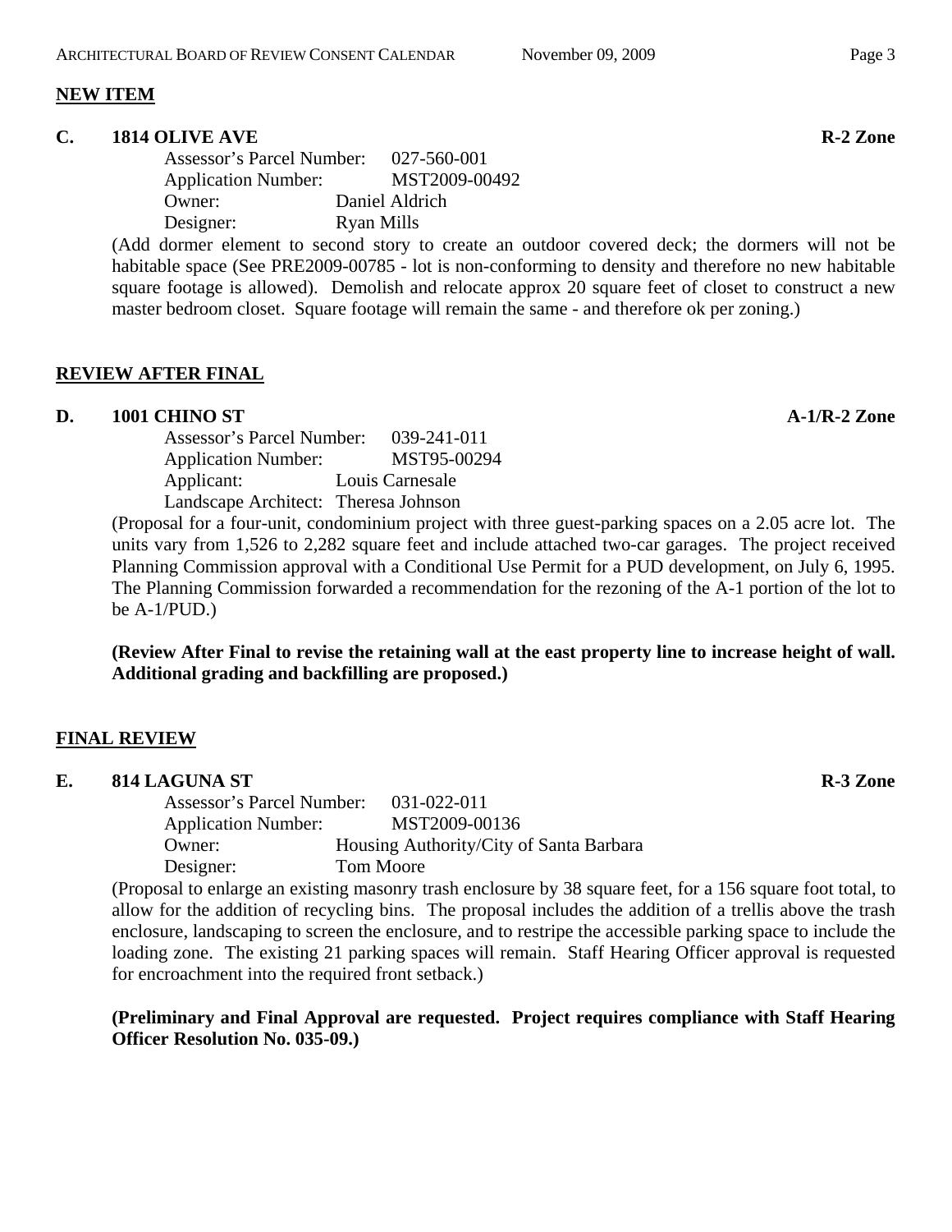## NEW ITEM

**C. 1814 OLIVE AVE** **R-2 Zone**

Assessor's Parcel Number: 027-560-001
Application Number: MST2009-00492
Owner: Daniel Aldrich
Designer: Ryan Mills

(Add dormer element to second story to create an outdoor covered deck; the dormers will not be habitable space (See PRE2009-00785 - lot is non-conforming to density and therefore no new habitable square footage is allowed). Demolish and relocate approx 20 square feet of closet to construct a new master bedroom closet. Square footage will remain the same - and therefore ok per zoning.)

## REVIEW AFTER FINAL

**D. 1001 CHINO ST** **A-1/R-2 Zone**

Assessor's Parcel Number: 039-241-011
Application Number: MST95-00294
Applicant: Louis Carnesale
Landscape Architect: Theresa Johnson

(Proposal for a four-unit, condominium project with three guest-parking spaces on a 2.05 acre lot. The units vary from 1,526 to 2,282 square feet and include attached two-car garages. The project received Planning Commission approval with a Conditional Use Permit for a PUD development, on July 6, 1995. The Planning Commission forwarded a recommendation for the rezoning of the A-1 portion of the lot to be A-1/PUD.)

**(Review After Final to revise the retaining wall at the east property line to increase height of wall. Additional grading and backfilling are proposed.)**

## FINAL REVIEW

**E. 814 LAGUNA ST** **R-3 Zone**

Assessor's Parcel Number: 031-022-011
Application Number: MST2009-00136
Owner: Housing Authority/City of Santa Barbara
Designer: Tom Moore

(Proposal to enlarge an existing masonry trash enclosure by 38 square feet, for a 156 square foot total, to allow for the addition of recycling bins. The proposal includes the addition of a trellis above the trash enclosure, landscaping to screen the enclosure, and to restripe the accessible parking space to include the loading zone. The existing 21 parking spaces will remain. Staff Hearing Officer approval is requested for encroachment into the required front setback.)

**(Preliminary and Final Approval are requested. Project requires compliance with Staff Hearing Officer Resolution No. 035-09.)**